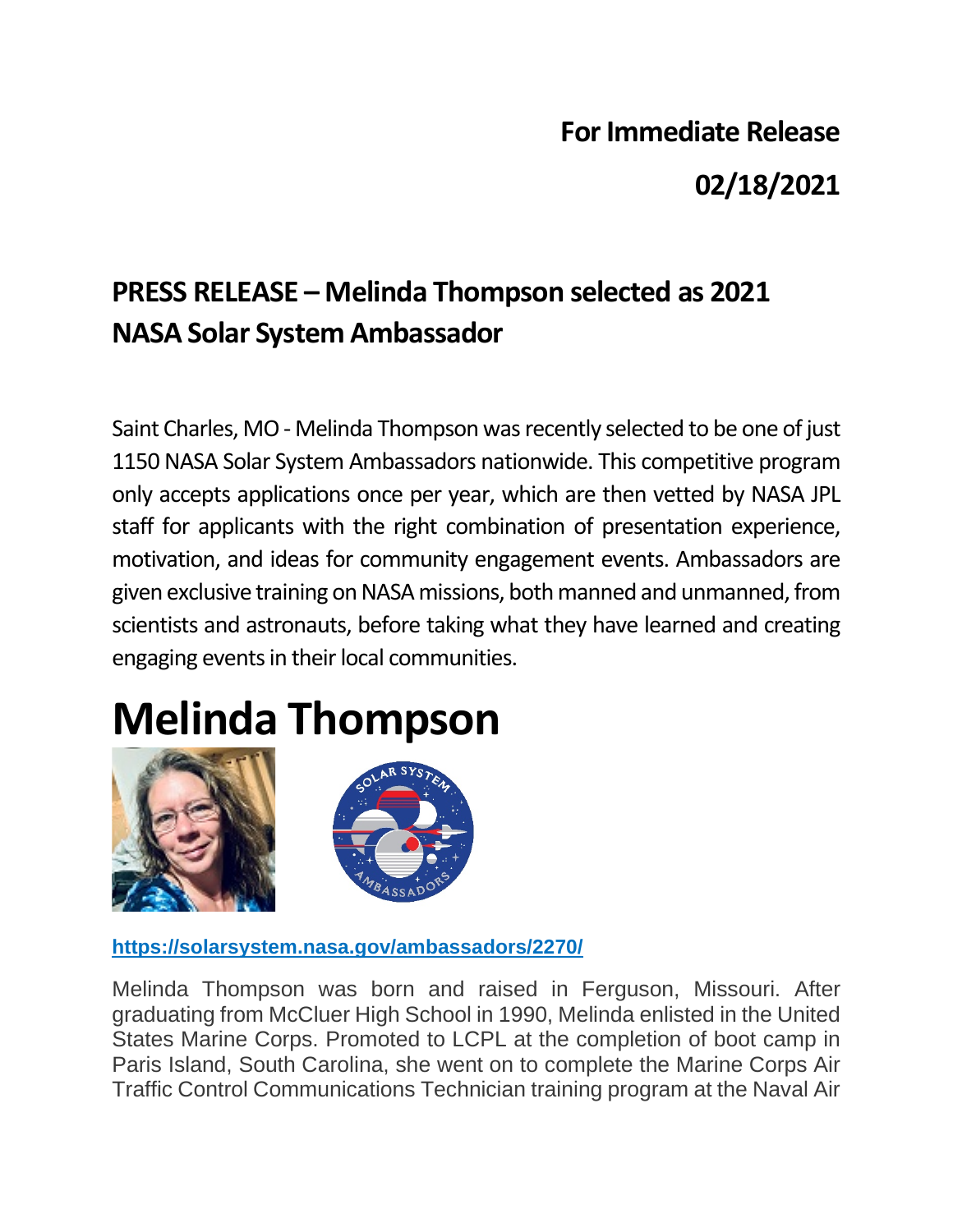**For Immediate Release**

**02/18/2021**

## PRESS RELEASE – Melinda Thompson selected as 2021 NASA Solar System Ambassador

Saint Charles, MO - Melinda Thompson was recently selected to be one of just 1150 NASA Solar System Ambassadors nationwide. This competitive program only accepts applications once per year, which are then vetted by NASA JPL staff for applicants with the right combination of presentation experience, motivation, and ideas for community engagement events. Ambassadors are given exclusive training on NASA missions, both manned and unmanned, from scientists and astronauts, before taking what they have learned and creating engaging events in their local communities.

# Melinda Thompson

**https://solarsystem.nasa.gov/ambassadors/2270/**

Melinda Thompson was born and raised in Ferguson, Missouri. After graduating from McCluer High School in 1990, Melinda enlisted in the United States Marine Corps. Promoted to LCPL at the completion of boot camp in Paris Island, South Carolina, she went on to complete the Marine Corps Air Traffic Control Communications Technician training program at the Naval Air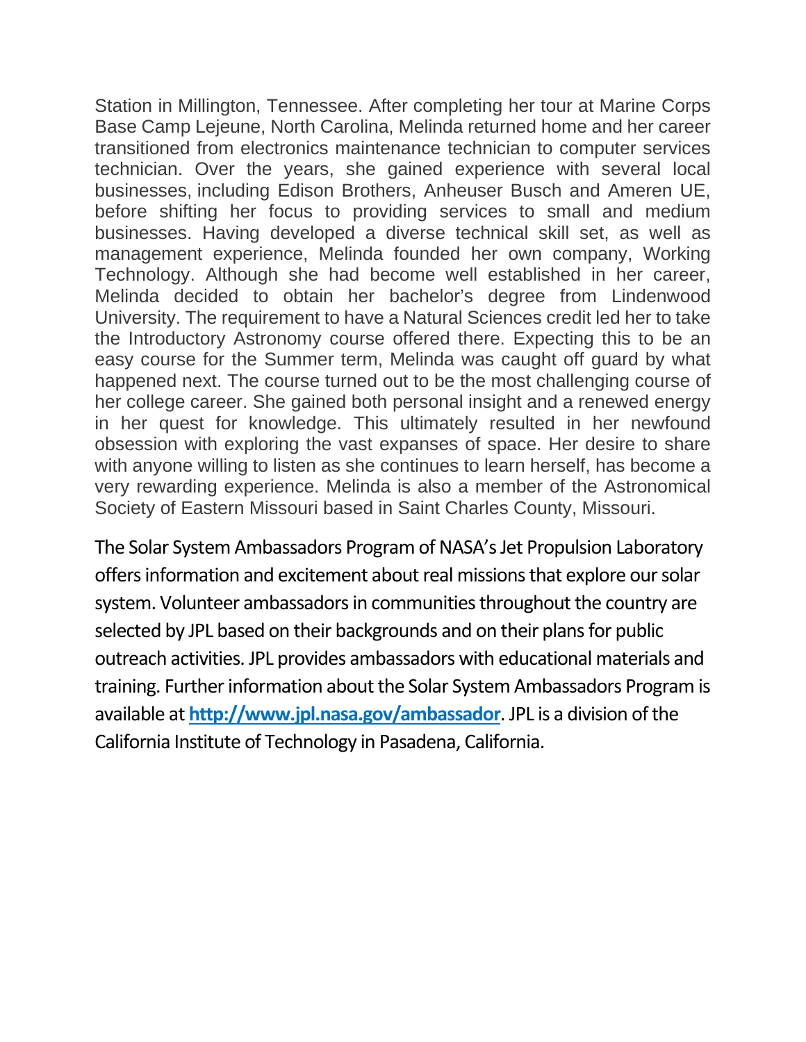Station in Millington, Tennessee. After completing her tour at Marine Corps Base Camp Lejeune, North Carolina, Melinda returned home and her career transitioned from electronics maintenance technician to computer services technician. Over the years, she gained experience with several local businesses, including Edison Brothers, Anheuser Busch and Ameren UE, before shifting her focus to providing services to small and medium businesses. Having developed a diverse technical skill set, as well as management experience, Melinda founded her own company, Working Technology. Although she had become well established in her career, Melinda decided to obtain her bachelor's degree from Lindenwood University. The requirement to have a Natural Sciences credit led her to take the Introductory Astronomy course offered there. Expecting this to be an easy course for the Summer term, Melinda was caught off guard by what happened next. The course turned out to be the most challenging course of her college career. She gained both personal insight and a renewed energy in her quest for knowledge. This ultimately resulted in her newfound obsession with exploring the vast expanses of space. Her desire to share with anyone willing to listen as she continues to learn herself, has become a very rewarding experience. Melinda is also a member of the Astronomical Society of Eastern Missouri based in Saint Charles County, Missouri.

The Solar System Ambassadors Program of NASA's Jet Propulsion Laboratory offers information and excitement about real missions that explore our solar system. Volunteer ambassadors in communities throughout the country are selected by JPL based on their backgrounds and on their plans for public outreach activities. JPL provides ambassadors with educational materials and training. Further information about the Solar System Ambassadors Program is available at **http://www.jpl.nasa.gov/ambassador**. JPL is a division of the California Institute of Technology in Pasadena, California.